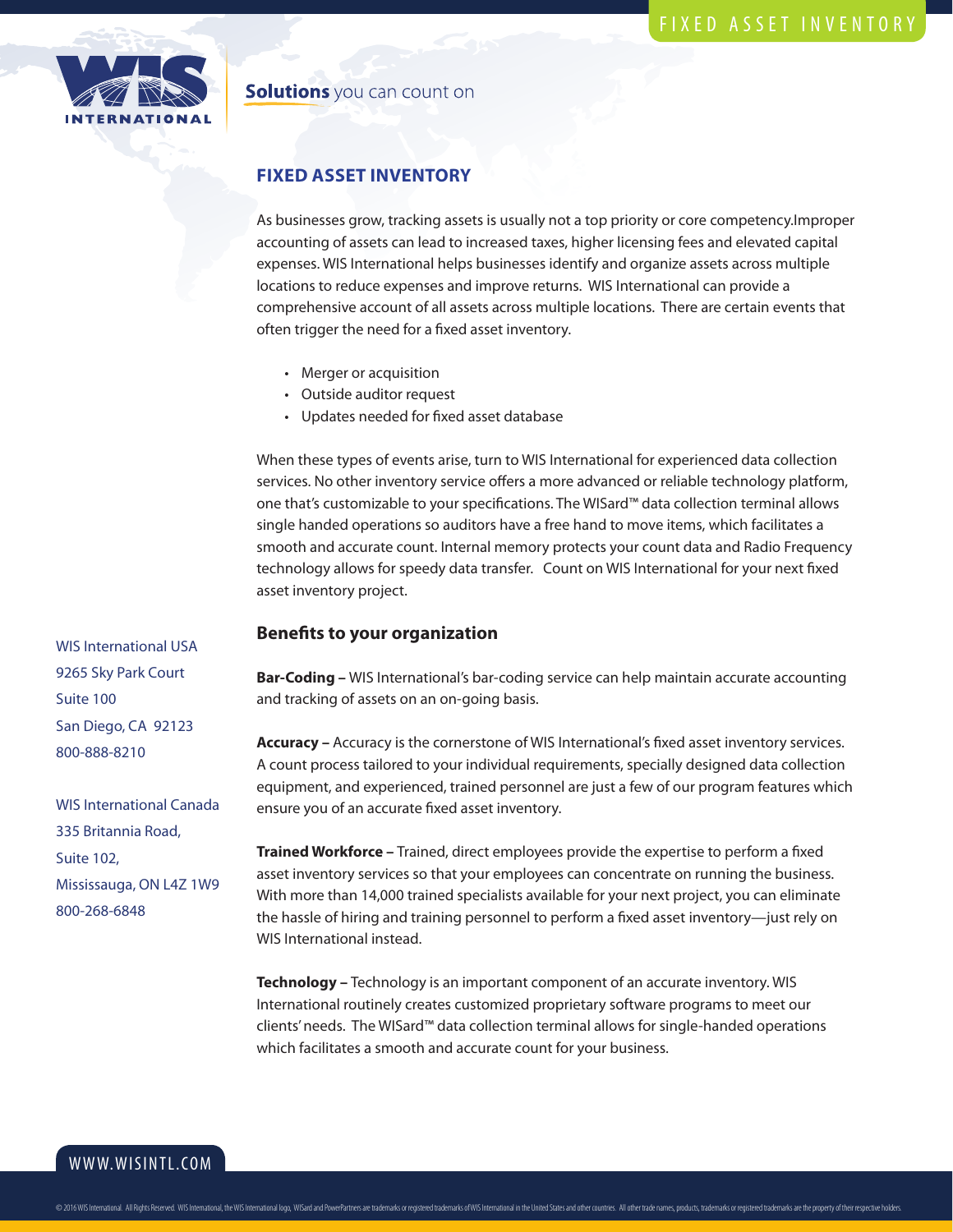INTERNATIONAL

**Solutions** you can count on

# FIXED ASSET INVENTORY

As businesses grow, tracking assets is usually not a top priority or core competency.Improper accounting of assets can lead to increased taxes, higher licensing fees and elevated capital expenses. WIS International helps businesses identify and organize assets across multiple locations to reduce expenses and improve returns. WIS International can provide a comprehensive account of all assets across multiple locations. There are certain events that often trigger the need for a fixed asset inventory.

- Merger or acquisition
- Outside auditor request
- Updates needed for fixed asset database

When these types of events arise, turn to WIS International for experienced data collection services. No other inventory service offers a more advanced or reliable technology platform, one that's customizable to your specifications. The WISard™ data collection terminal allows single handed operations so auditors have a free hand to move items, which facilitates a smooth and accurate count. Internal memory protects your count data and Radio Frequency technology allows for speedy data transfer. Count on WIS International for your next fixed asset inventory project.

## Benefits to your organization

**Bar-Coding –** WIS International's bar-coding service can help maintain accurate accounting and tracking of assets on an on-going basis.

**Accuracy –** Accuracy is the cornerstone of WIS International's fixed asset inventory services. A count process tailored to your individual requirements, specially designed data collection equipment, and experienced, trained personnel are just a few of our program features which ensure you of an accurate fixed asset inventory.

**Trained Workforce –** Trained, direct employees provide the expertise to perform a fixed asset inventory services so that your employees can concentrate on running the business. With more than 14,000 trained specialists available for your next project, you can eliminate the hassle of hiring and training personnel to perform a fixed asset inventory—just rely on WIS International instead.

**Technology –** Technology is an important component of an accurate inventory. WIS International routinely creates customized proprietary software programs to meet our clients' needs. The WISard™ data collection terminal allows for single-handed operations which facilitates a smooth and accurate count for your business.

WIS International USA
9265 Sky Park Court
Suite 100
San Diego, CA 92123
800-888-8210

WIS International Canada
335 Britannia Road,
Suite 102,
Mississauga, ON L4Z 1W9
800-268-6848

WWW.WISINTL.COM

© 2016 WIS International. All Rights Reserved. WIS International, the WIS International logo, WISard and PowerPartners are trademarks or registered trademarks of WIS International in the United States and other countries. All other trade names, products, trademarks or registered trademarks are the property of their respective holders.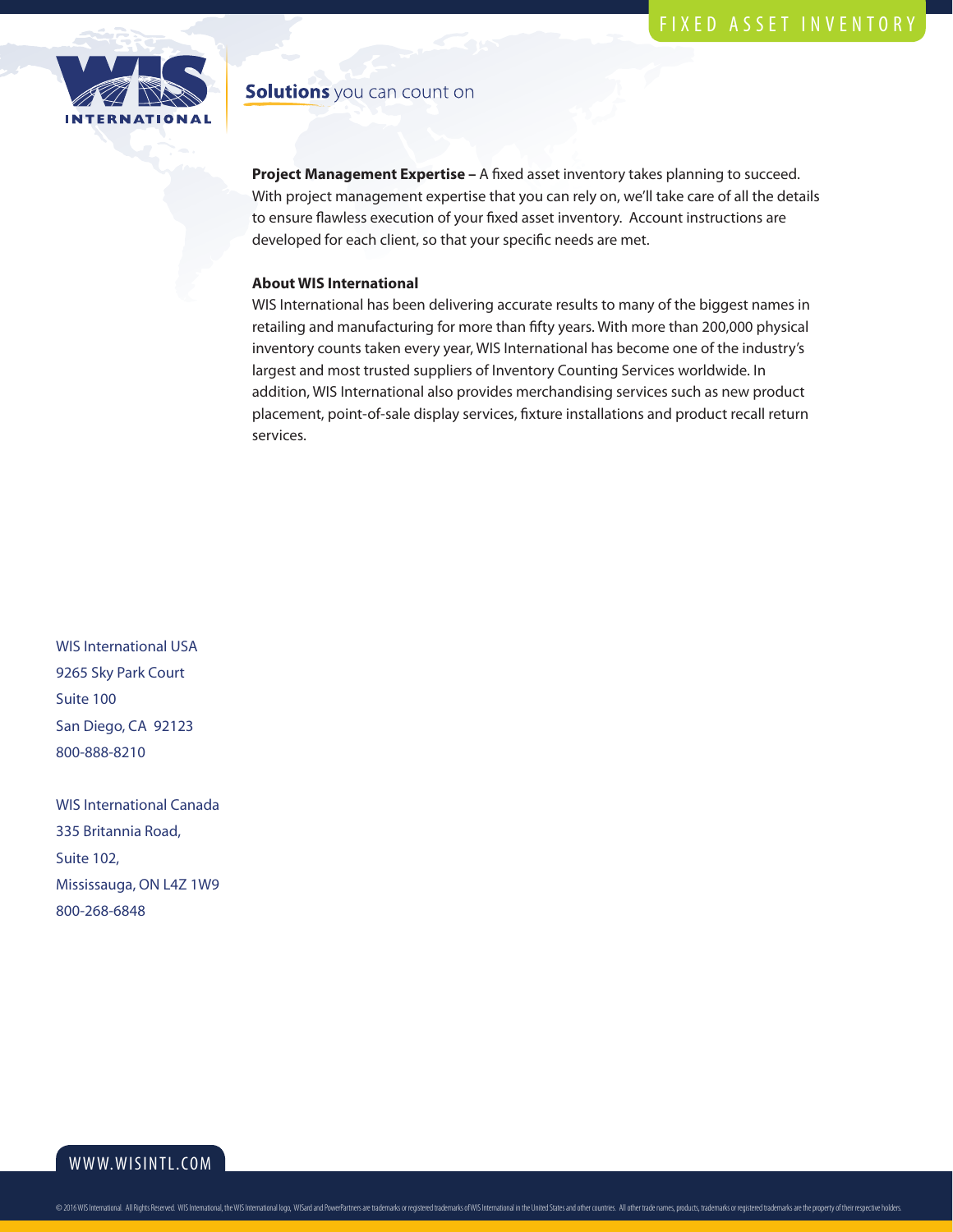FIXED ASSET INVENTORY

**Solutions** you can count on

**Project Management Expertise –** A fixed asset inventory takes planning to succeed. With project management expertise that you can rely on, we'll take care of all the details to ensure flawless execution of your fixed asset inventory. Account instructions are developed for each client, so that your specific needs are met.

**About WIS International**

WIS International has been delivering accurate results to many of the biggest names in retailing and manufacturing for more than fifty years. With more than 200,000 physical inventory counts taken every year, WIS International has become one of the industry's largest and most trusted suppliers of Inventory Counting Services worldwide. In addition, WIS International also provides merchandising services such as new product placement, point-of-sale display services, fixture installations and product recall return services.

WIS International USA
9265 Sky Park Court
Suite 100
San Diego, CA 92123
800-888-8210

WIS International Canada
335 Britannia Road,
Suite 102,
Mississauga, ON L4Z 1W9
800-268-6848

WWW.WISINTL.COM

© 2016 WIS International. All Rights Reserved. WIS International, the WIS International logo, WISard and PowerPartners are trademarks or registered trademarks of WIS International in the United States and other countries. All other trade names, products, trademarks or registered trademarks are the property of their respective holders.